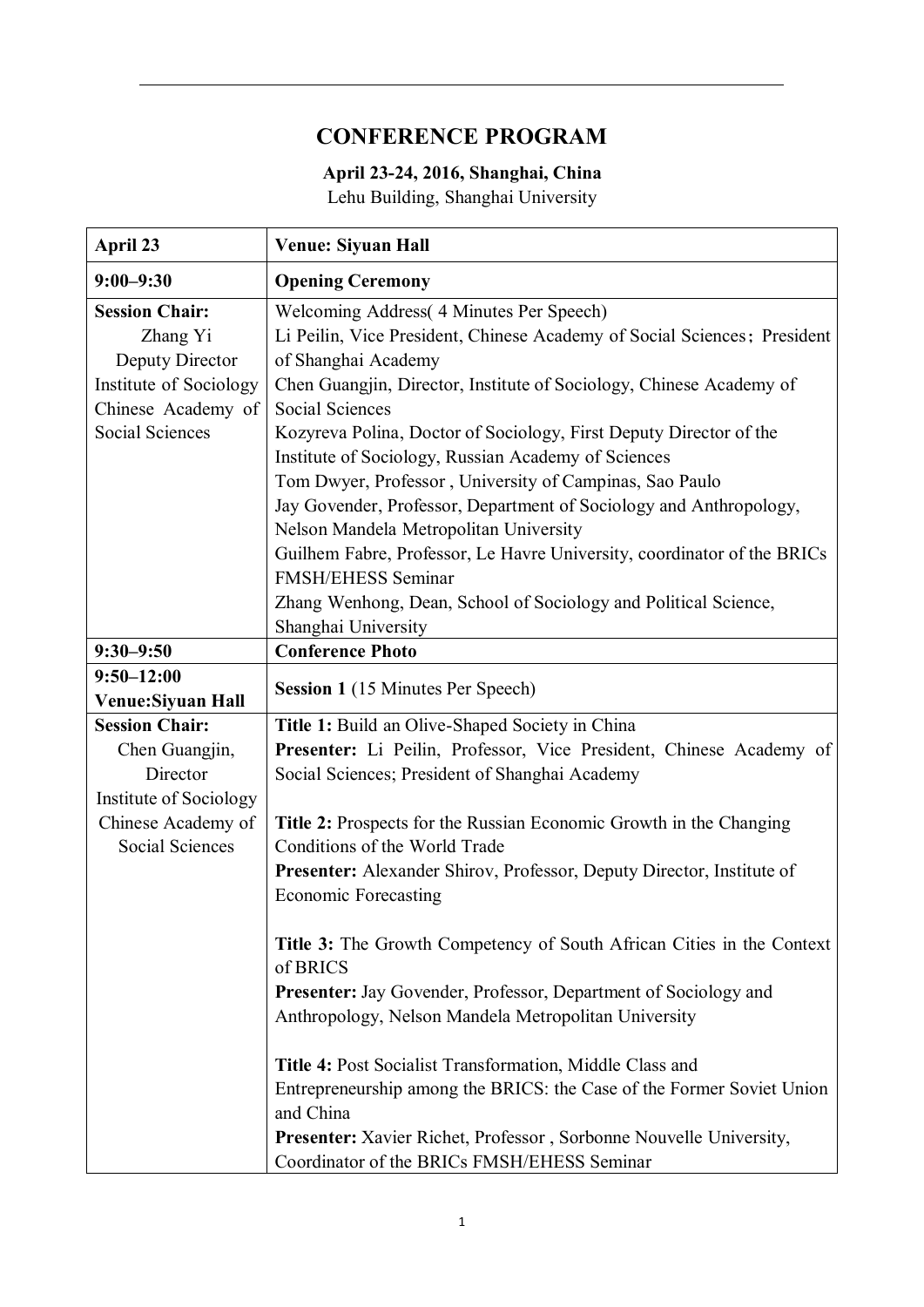# CONFERENCE PROGRAM

**April 23-24, 2016, Shanghai, China**

Lehu Building, Shanghai University

| April 23 | Venue: Siyuan Hall |
|---|---|
| **9:00–9:30** | **Opening Ceremony** |
| **Session Chair:**<br>Zhang Yi<br>Deputy Director<br>Institute of Sociology<br>Chinese Academy of Social Sciences | Welcoming Address( 4 Minutes Per Speech)<br>Li Peilin, Vice President, Chinese Academy of Social Sciences；President of Shanghai Academy<br>Chen Guangjin, Director, Institute of Sociology, Chinese Academy of Social Sciences<br>Kozyreva Polina, Doctor of Sociology, First Deputy Director of the Institute of Sociology, Russian Academy of Sciences<br>Tom Dwyer, Professor , University of Campinas, Sao Paulo<br>Jay Govender, Professor, Department of Sociology and Anthropology, Nelson Mandela Metropolitan University<br>Guilhem Fabre, Professor, Le Havre University, coordinator of the BRICs FMSH/EHESS Seminar<br>Zhang Wenhong, Dean, School of Sociology and Political Science, Shanghai University |
| **9:30–9:50** | **Conference Photo** |
| **9:50–12:00**<br>**Venue:Siyuan Hall** | **Session 1** (15 Minutes Per Speech) |
| **Session Chair:**<br>Chen Guangjin,<br>Director<br>Institute of Sociology<br>Chinese Academy of Social Sciences | **Title 1:** Build an Olive-Shaped Society in China<br>**Presenter:** Li Peilin, Professor, Vice President, Chinese Academy of Social Sciences; President of Shanghai Academy<br><br>**Title 2:** Prospects for the Russian Economic Growth in the Changing Conditions of the World Trade<br>**Presenter:** Alexander Shirov, Professor, Deputy Director, Institute of Economic Forecasting<br><br>**Title 3:** The Growth Competency of South African Cities in the Context of BRICS<br>**Presenter:** Jay Govender, Professor, Department of Sociology and Anthropology, Nelson Mandela Metropolitan University<br><br>**Title 4:** Post Socialist Transformation, Middle Class and Entrepreneurship among the BRICS: the Case of the Former Soviet Union and China<br>**Presenter:** Xavier Richet, Professor , Sorbonne Nouvelle University, Coordinator of the BRICs FMSH/EHESS Seminar |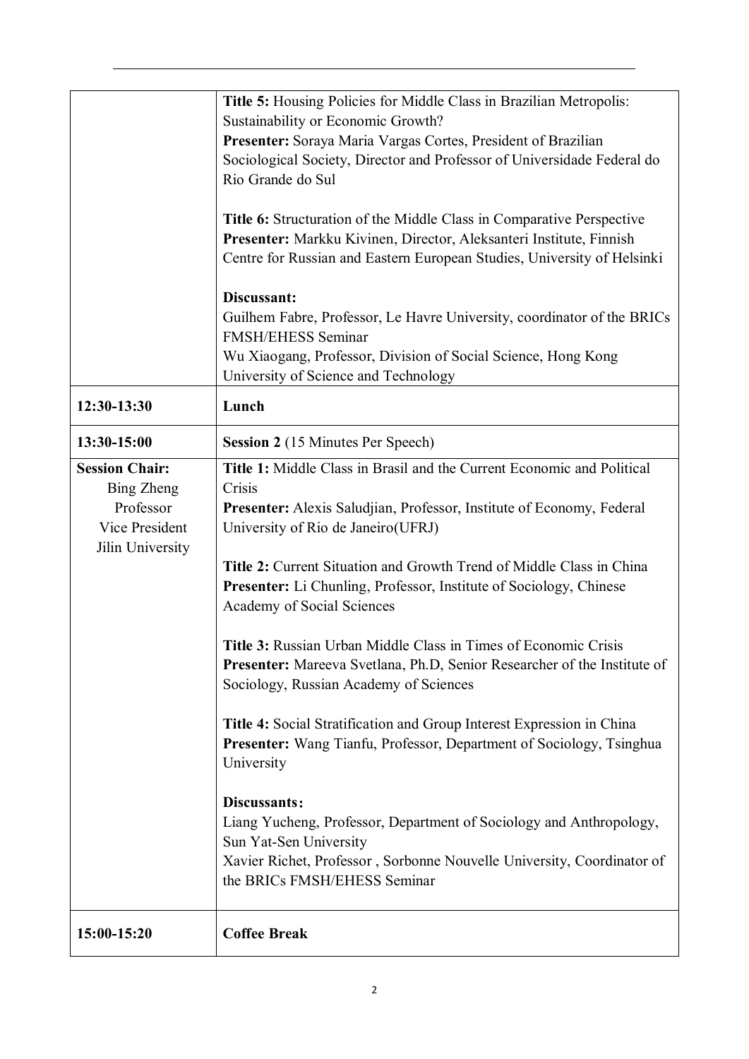| | |
|---|---|
| | **Title 5:** Housing Policies for Middle Class in Brazilian Metropolis: Sustainability or Economic Growth?<br>**Presenter:** Soraya Maria Vargas Cortes, President of Brazilian Sociological Society, Director and Professor of Universidade Federal do Rio Grande do Sul<br><br>**Title 6:** Structuration of the Middle Class in Comparative Perspective<br>**Presenter:** Markku Kivinen, Director, Aleksanteri Institute, Finnish Centre for Russian and Eastern European Studies, University of Helsinki<br><br>**Discussant:**<br>Guilhem Fabre, Professor, Le Havre University, coordinator of the BRICs FMSH/EHESS Seminar<br>Wu Xiaogang, Professor, Division of Social Science, Hong Kong University of Science and Technology |
| **12:30-13:30** | **Lunch** |
| **13:30-15:00** | **Session 2** (15 Minutes Per Speech) |
| **Session Chair:**<br>Bing Zheng<br>Professor<br>Vice President<br>Jilin University | **Title 1:** Middle Class in Brasil and the Current Economic and Political Crisis<br>**Presenter:** Alexis Saludjian, Professor, Institute of Economy, Federal University of Rio de Janeiro(UFRJ)<br><br>**Title 2:** Current Situation and Growth Trend of Middle Class in China<br>**Presenter:** Li Chunling, Professor, Institute of Sociology, Chinese Academy of Social Sciences<br><br>**Title 3:** Russian Urban Middle Class in Times of Economic Crisis<br>**Presenter:** Mareeva Svetlana, Ph.D, Senior Researcher of the Institute of Sociology, Russian Academy of Sciences<br><br>**Title 4:** Social Stratification and Group Interest Expression in China<br>**Presenter:** Wang Tianfu, Professor, Department of Sociology, Tsinghua University<br><br>**Discussants：**<br>Liang Yucheng, Professor, Department of Sociology and Anthropology, Sun Yat-Sen University<br>Xavier Richet, Professor , Sorbonne Nouvelle University, Coordinator of the BRICs FMSH/EHESS Seminar |
| **15:00-15:20** | **Coffee Break** |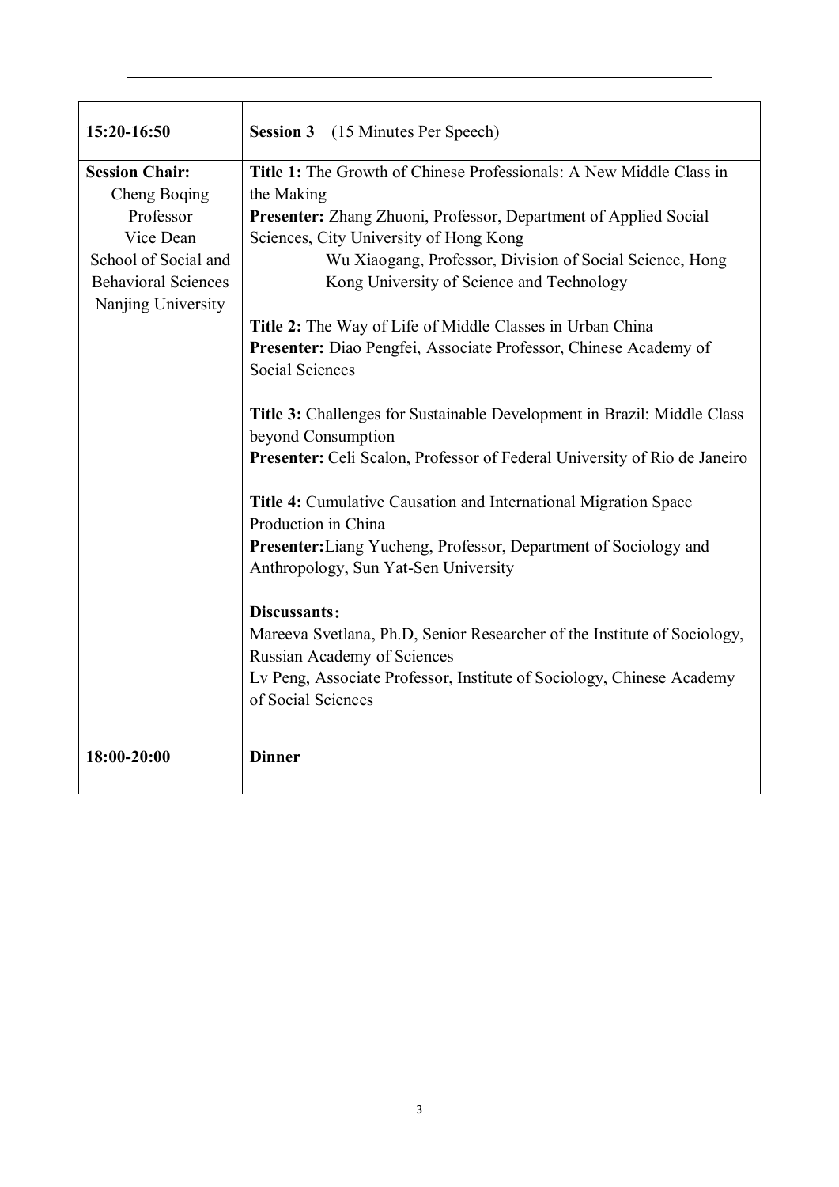| **15:20-16:50** | **Session 3** (15 Minutes Per Speech) |
|---|---|
| **Session Chair:**<br>Cheng Boqing<br>Professor<br>Vice Dean<br>School of Social and Behavioral Sciences<br>Nanjing University | **Title 1:** The Growth of Chinese Professionals: A New Middle Class in the Making<br>**Presenter:** Zhang Zhuoni, Professor, Department of Applied Social Sciences, City University of Hong Kong<br>Wu Xiaogang, Professor, Division of Social Science, Hong Kong University of Science and Technology<br><br>**Title 2:** The Way of Life of Middle Classes in Urban China<br>**Presenter:** Diao Pengfei, Associate Professor, Chinese Academy of Social Sciences<br><br>**Title 3:** Challenges for Sustainable Development in Brazil: Middle Class beyond Consumption<br>**Presenter:** Celi Scalon, Professor of Federal University of Rio de Janeiro<br><br>**Title 4:** Cumulative Causation and International Migration Space Production in China<br>**Presenter:**Liang Yucheng, Professor, Department of Sociology and Anthropology, Sun Yat-Sen University<br><br>**Discussants:**<br>Mareeva Svetlana, Ph.D, Senior Researcher of the Institute of Sociology, Russian Academy of Sciences<br>Lv Peng, Associate Professor, Institute of Sociology, Chinese Academy of Social Sciences |
| **18:00-20:00** | **Dinner** |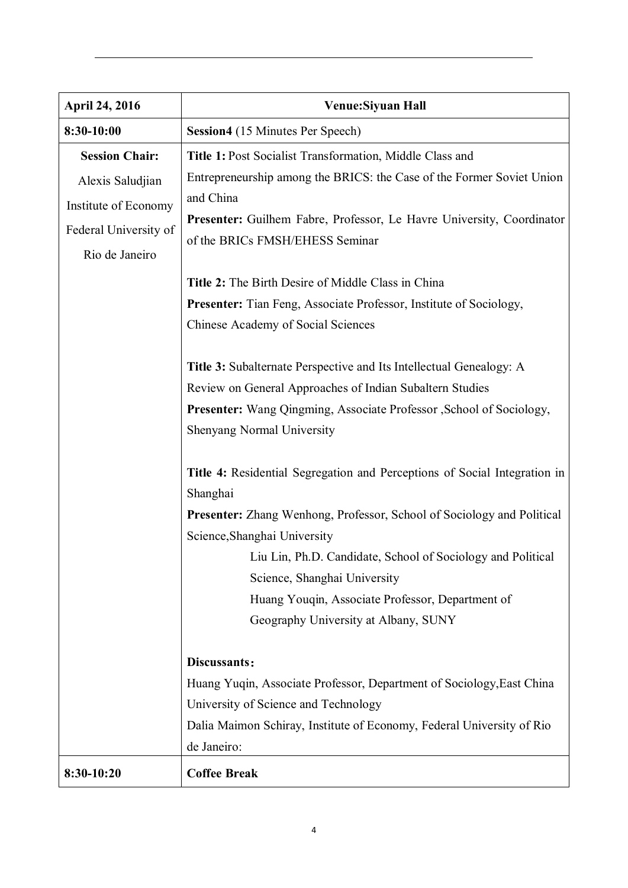| April 24, 2016 | Venue:Siyuan Hall |
| --- | --- |
| 8:30-10:00 | **Session4** (15 Minutes Per Speech) |
| **Session Chair:**<br>Alexis Saludjian<br>Institute of Economy<br>Federal University of Rio de Janeiro | **Title 1:** Post Socialist Transformation, Middle Class and Entrepreneurship among the BRICS: the Case of the Former Soviet Union and China<br>**Presenter:** Guilhem Fabre, Professor, Le Havre University, Coordinator of the BRICs FMSH/EHESS Seminar<br><br>**Title 2:** The Birth Desire of Middle Class in China<br>**Presenter:** Tian Feng, Associate Professor, Institute of Sociology, Chinese Academy of Social Sciences<br><br>**Title 3:** Subalternate Perspective and Its Intellectual Genealogy: A Review on General Approaches of Indian Subaltern Studies<br>**Presenter:** Wang Qingming, Associate Professor ,School of Sociology, Shenyang Normal University<br><br>**Title 4:** Residential Segregation and Perceptions of Social Integration in Shanghai<br>**Presenter:** Zhang Wenhong, Professor, School of Sociology and Political Science,Shanghai University<br>Liu Lin, Ph.D. Candidate, School of Sociology and Political Science, Shanghai University<br>Huang Youqin, Associate Professor, Department of Geography University at Albany, SUNY<br><br>**Discussants：**<br>Huang Yuqin, Associate Professor, Department of Sociology,East China University of Science and Technology<br>Dalia Maimon Schiray, Institute of Economy, Federal University of Rio de Janeiro: |
| 8:30-10:20 | **Coffee Break** |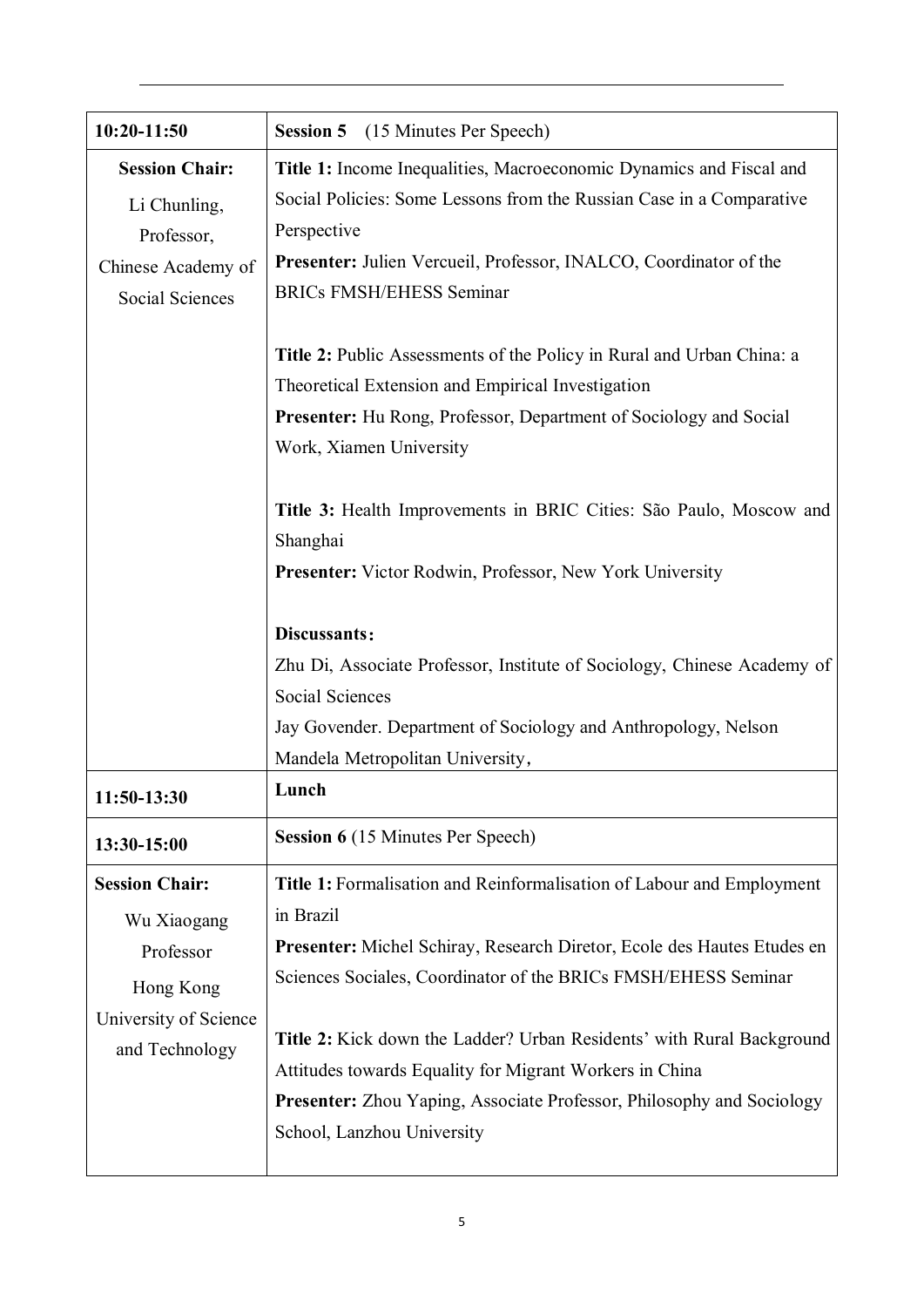| 10:20-11:50 | **Session 5** (15 Minutes Per Speech) |
|---|---|
| **Session Chair:** Li Chunling, Professor, Chinese Academy of Social Sciences | **Title 1:** Income Inequalities, Macroeconomic Dynamics and Fiscal and Social Policies: Some Lessons from the Russian Case in a Comparative Perspective<br>**Presenter:** Julien Vercueil, Professor, INALCO, Coordinator of the BRICs FMSH/EHESS Seminar<br><br>**Title 2:** Public Assessments of the Policy in Rural and Urban China: a Theoretical Extension and Empirical Investigation<br>**Presenter:** Hu Rong, Professor, Department of Sociology and Social Work, Xiamen University<br><br>**Title 3:** Health Improvements in BRIC Cities: São Paulo, Moscow and Shanghai<br>**Presenter:** Victor Rodwin, Professor, New York University<br><br>**Discussants：**<br>Zhu Di, Associate Professor, Institute of Sociology, Chinese Academy of Social Sciences<br>Jay Govender. Department of Sociology and Anthropology, Nelson Mandela Metropolitan University， |
| **11:50-13:30** | **Lunch** |
| **13:30-15:00** | **Session 6** (15 Minutes Per Speech) |
| **Session Chair:** Wu Xiaogang Professor Hong Kong University of Science and Technology | **Title 1:** Formalisation and Reinformalisation of Labour and Employment in Brazil<br>**Presenter:** Michel Schiray, Research Diretor, Ecole des Hautes Etudes en Sciences Sociales, Coordinator of the BRICs FMSH/EHESS Seminar<br><br>**Title 2:** Kick down the Ladder? Urban Residents' with Rural Background Attitudes towards Equality for Migrant Workers in China<br>**Presenter:** Zhou Yaping, Associate Professor, Philosophy and Sociology School, Lanzhou University |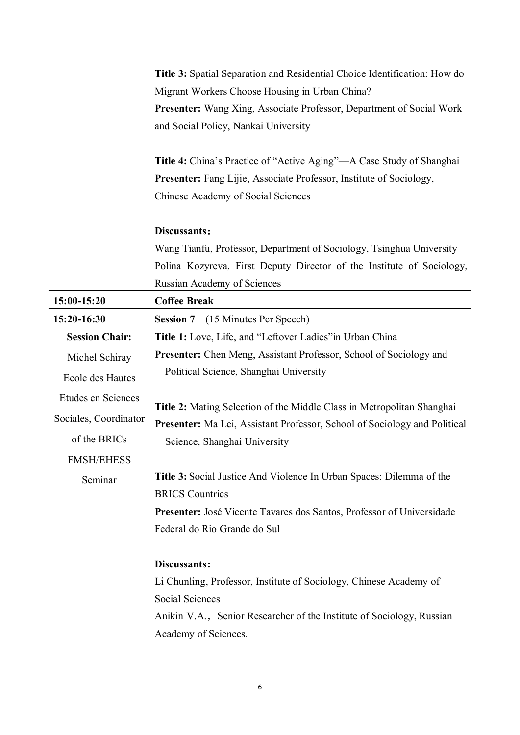| | |
|---|---|
| | **Title 3:** Spatial Separation and Residential Choice Identification: How do Migrant Workers Choose Housing in Urban China?<br>**Presenter:** Wang Xing, Associate Professor, Department of Social Work and Social Policy, Nankai University<br><br>**Title 4:** China's Practice of "Active Aging"—A Case Study of Shanghai<br>**Presenter:** Fang Lijie, Associate Professor, Institute of Sociology, Chinese Academy of Social Sciences<br><br>**Discussants：**<br>Wang Tianfu, Professor, Department of Sociology, Tsinghua University<br>Polina Kozyreva, First Deputy Director of the Institute of Sociology, Russian Academy of Sciences |
| **15:00-15:20** | **Coffee Break** |
| **15:20-16:30** | **Session 7** (15 Minutes Per Speech) |
| **Session Chair:**<br>Michel Schiray<br>Ecole des Hautes Etudes en Sciences Sociales, Coordinator of the BRICs FMSH/EHESS Seminar | **Title 1:** Love, Life, and "Leftover Ladies"in Urban China<br>**Presenter:** Chen Meng, Assistant Professor, School of Sociology and Political Science, Shanghai University<br><br>**Title 2:** Mating Selection of the Middle Class in Metropolitan Shanghai<br>**Presenter:** Ma Lei, Assistant Professor, School of Sociology and Political Science, Shanghai University<br><br>**Title 3:** Social Justice And Violence In Urban Spaces: Dilemma of the BRICS Countries<br>**Presenter:** José Vicente Tavares dos Santos, Professor of Universidade Federal do Rio Grande do Sul<br><br>**Discussants：**<br>Li Chunling, Professor, Institute of Sociology, Chinese Academy of Social Sciences<br>Anikin V.A.，Senior Researcher of the Institute of Sociology, Russian Academy of Sciences. |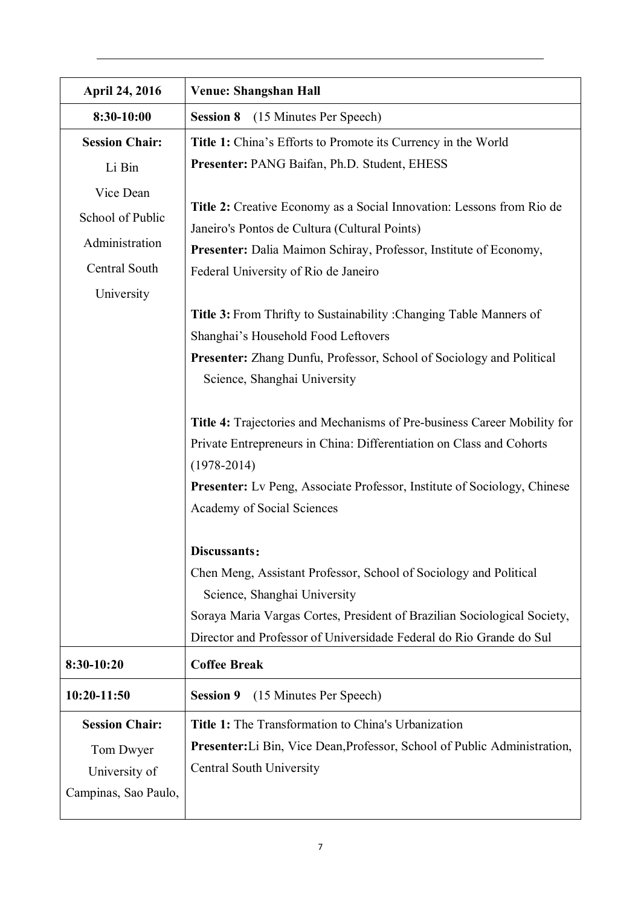| April 24, 2016 | Venue: Shangshan Hall |
|---|---|
| **8:30-10:00** | **Session 8** (15 Minutes Per Speech) |
| **Session Chair:**<br>Li Bin<br>Vice Dean<br>School of Public Administration<br>Central South University | **Title 1:** China's Efforts to Promote its Currency in the World<br>**Presenter:** PANG Baifan, Ph.D. Student, EHESS<br><br>**Title 2:** Creative Economy as a Social Innovation: Lessons from Rio de Janeiro's Pontos de Cultura (Cultural Points)<br>**Presenter:** Dalia Maimon Schiray, Professor, Institute of Economy, Federal University of Rio de Janeiro<br><br>**Title 3:** From Thrifty to Sustainability :Changing Table Manners of Shanghai's Household Food Leftovers<br>**Presenter:** Zhang Dunfu, Professor, School of Sociology and Political Science, Shanghai University<br><br>**Title 4:** Trajectories and Mechanisms of Pre-business Career Mobility for Private Entrepreneurs in China: Differentiation on Class and Cohorts (1978-2014)<br>**Presenter:** Lv Peng, Associate Professor, Institute of Sociology, Chinese Academy of Social Sciences<br><br>**Discussants：**<br>Chen Meng, Assistant Professor, School of Sociology and Political Science, Shanghai University<br>Soraya Maria Vargas Cortes, President of Brazilian Sociological Society, Director and Professor of Universidade Federal do Rio Grande do Sul |
| **8:30-10:20** | **Coffee Break** |
| **10:20-11:50** | **Session 9** (15 Minutes Per Speech) |
| **Session Chair:**<br>Tom Dwyer<br>University of Campinas, Sao Paulo, | **Title 1:** The Transformation to China's Urbanization<br>**Presenter:** Li Bin, Vice Dean,Professor, School of Public Administration, Central South University |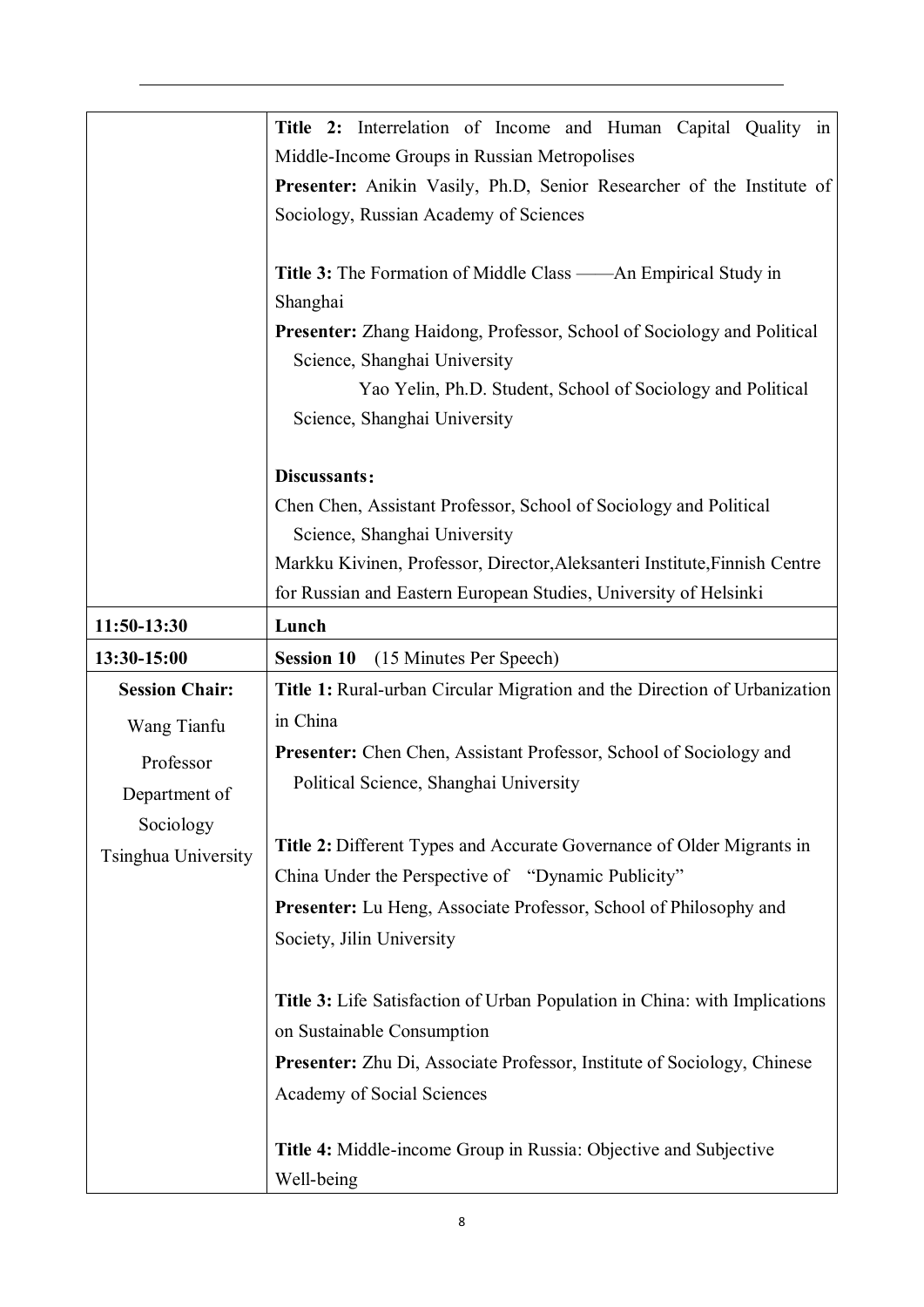| | |
|---|---|
| | **Title 2:** Interrelation of Income and Human Capital Quality in Middle-Income Groups in Russian Metropolises<br>**Presenter:** Anikin Vasily, Ph.D, Senior Researcher of the Institute of Sociology, Russian Academy of Sciences<br><br>**Title 3:** The Formation of Middle Class ——An Empirical Study in Shanghai<br>**Presenter:** Zhang Haidong, Professor, School of Sociology and Political Science, Shanghai University<br>Yao Yelin, Ph.D. Student, School of Sociology and Political Science, Shanghai University<br><br>**Discussants：**<br>Chen Chen, Assistant Professor, School of Sociology and Political Science, Shanghai University<br>Markku Kivinen, Professor, Director,Aleksanteri Institute,Finnish Centre for Russian and Eastern European Studies, University of Helsinki |
| **11:50-13:30** | **Lunch** |
| **13:30-15:00** | **Session 10** (15 Minutes Per Speech) |
| **Session Chair:**<br>Wang Tianfu<br>Professor<br>Department of Sociology<br>Tsinghua University | **Title 1:** Rural-urban Circular Migration and the Direction of Urbanization in China<br>**Presenter:** Chen Chen, Assistant Professor, School of Sociology and Political Science, Shanghai University<br><br>**Title 2:** Different Types and Accurate Governance of Older Migrants in China Under the Perspective of "Dynamic Publicity"<br>**Presenter:** Lu Heng, Associate Professor, School of Philosophy and Society, Jilin University<br><br>**Title 3:** Life Satisfaction of Urban Population in China: with Implications on Sustainable Consumption<br>**Presenter:** Zhu Di, Associate Professor, Institute of Sociology, Chinese Academy of Social Sciences<br><br>**Title 4:** Middle-income Group in Russia: Objective and Subjective Well-being |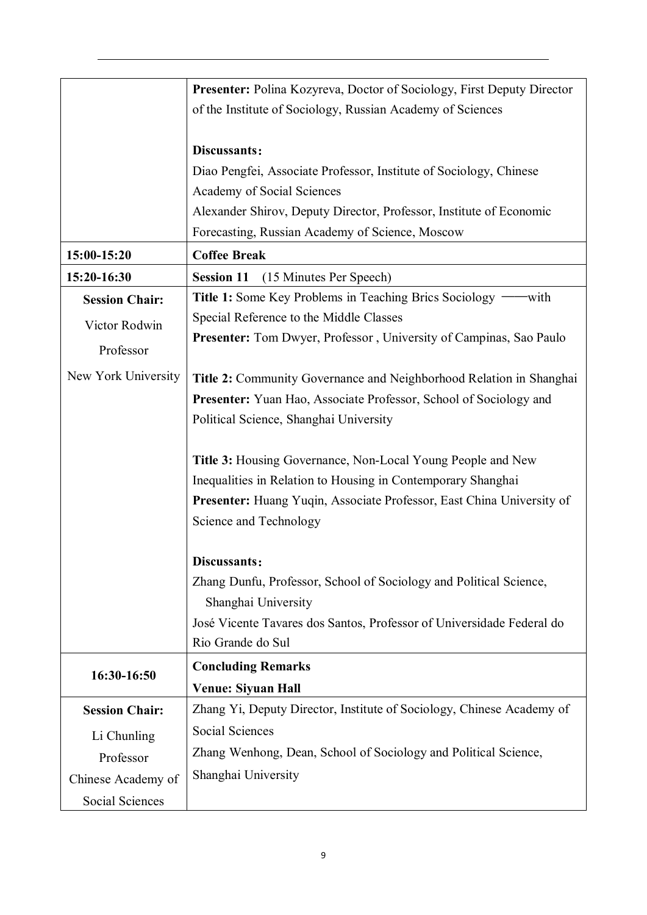| | |
|---|---|
| | **Presenter:** Polina Kozyreva, Doctor of Sociology, First Deputy Director of the Institute of Sociology, Russian Academy of Sciences<br><br>**Discussants：**<br>Diao Pengfei, Associate Professor, Institute of Sociology, Chinese Academy of Social Sciences<br>Alexander Shirov, Deputy Director, Professor, Institute of Economic Forecasting, Russian Academy of Science, Moscow |
| **15:00-15:20** | **Coffee Break** |
| **15:20-16:30** | **Session 11** (15 Minutes Per Speech) |
| **Session Chair:**<br>Victor Rodwin<br>Professor<br>New York University | **Title 1:** Some Key Problems in Teaching Brics Sociology ——with Special Reference to the Middle Classes<br>**Presenter:** Tom Dwyer, Professor , University of Campinas, Sao Paulo<br><br>**Title 2:** Community Governance and Neighborhood Relation in Shanghai<br>**Presenter:** Yuan Hao, Associate Professor, School of Sociology and Political Science, Shanghai University<br><br>**Title 3:** Housing Governance, Non-Local Young People and New Inequalities in Relation to Housing in Contemporary Shanghai<br>**Presenter:** Huang Yuqin, Associate Professor, East China University of Science and Technology<br><br>**Discussants：**<br>Zhang Dunfu, Professor, School of Sociology and Political Science, Shanghai University<br>José Vicente Tavares dos Santos, Professor of Universidade Federal do Rio Grande do Sul |
| **16:30-16:50** | **Concluding Remarks**<br>**Venue: Siyuan Hall** |
| **Session Chair:**<br>Li Chunling<br>Professor<br>Chinese Academy of Social Sciences | Zhang Yi, Deputy Director, Institute of Sociology, Chinese Academy of Social Sciences<br>Zhang Wenhong, Dean, School of Sociology and Political Science, Shanghai University |